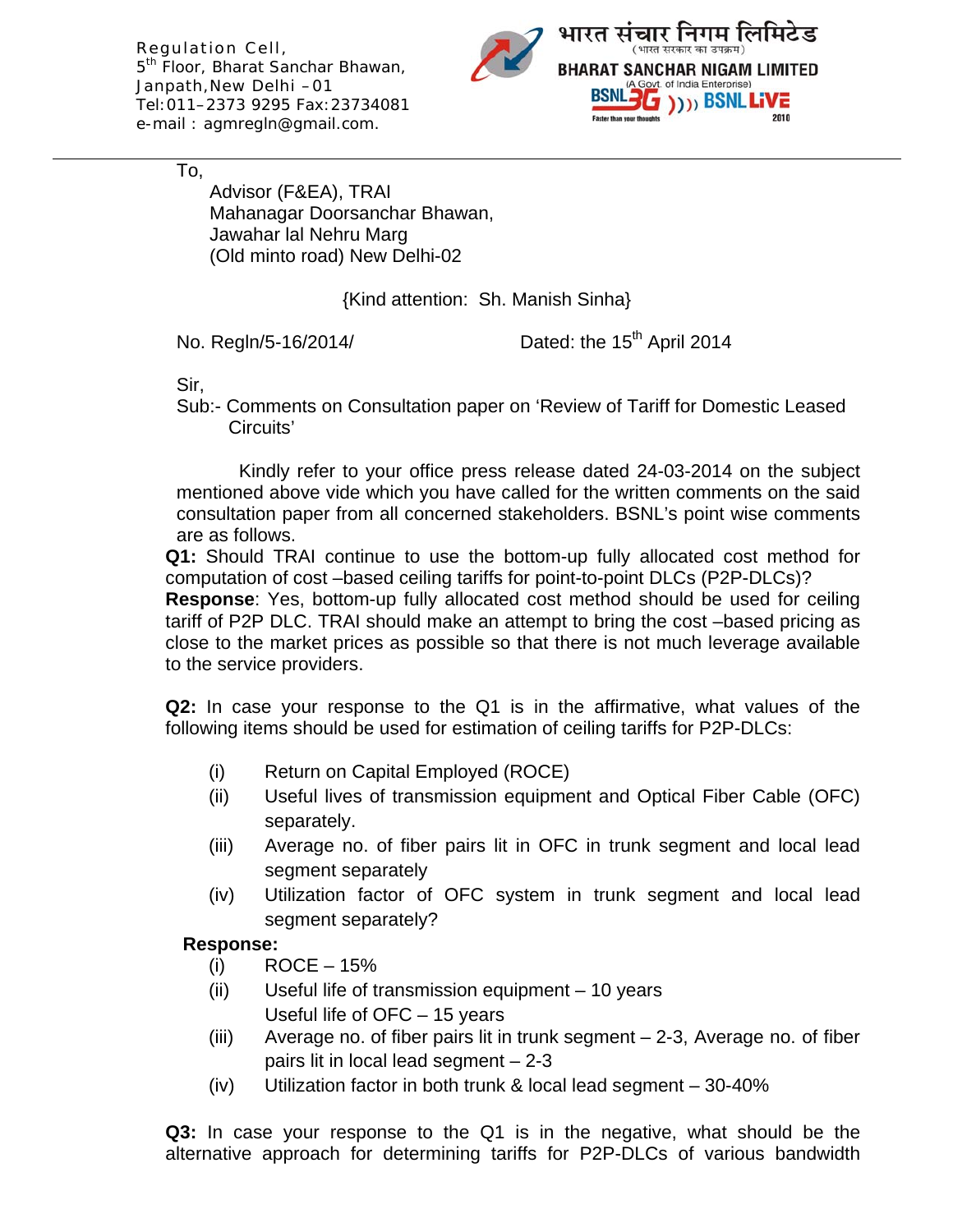Regulation Cell,
5th Floor, Bharat Sanchar Bhawan,
Janpath, New Delhi – 01
Tel: 011–2373 9295 Fax: 23734081
e-mail : agmregln@gmail.com.

भारत संचार निगम लिमिटेड
(भारत सरकार का उपक्रम)
**BHARAT SANCHAR NIGAM LIMITED**
(A Govt. of India Enterprise)

---

To,

Advisor (F&EA), TRAI
Mahanagar Doorsanchar Bhawan,
Jawahar lal Nehru Marg
(Old minto road) New Delhi-02

{Kind attention: Sh. Manish Sinha}

No. Regln/5-16/2014/ Dated: the 15th April 2014

Sir,

Sub:- Comments on Consultation paper on 'Review of Tariff for Domestic Leased Circuits'

Kindly refer to your office press release dated 24-03-2014 on the subject mentioned above vide which you have called for the written comments on the said consultation paper from all concerned stakeholders. BSNL's point wise comments are as follows.

**Q1:** Should TRAI continue to use the bottom-up fully allocated cost method for computation of cost –based ceiling tariffs for point-to-point DLCs (P2P-DLCs)?

**Response**: Yes, bottom-up fully allocated cost method should be used for ceiling tariff of P2P DLC. TRAI should make an attempt to bring the cost –based pricing as close to the market prices as possible so that there is not much leverage available to the service providers.

**Q2:** In case your response to the Q1 is in the affirmative, what values of the following items should be used for estimation of ceiling tariffs for P2P-DLCs:

(i) Return on Capital Employed (ROCE)
(ii) Useful lives of transmission equipment and Optical Fiber Cable (OFC) separately.
(iii) Average no. of fiber pairs lit in OFC in trunk segment and local lead segment separately
(iv) Utilization factor of OFC system in trunk segment and local lead segment separately?

**Response:**

(i) ROCE – 15%
(ii) Useful life of transmission equipment – 10 years
Useful life of OFC – 15 years
(iii) Average no. of fiber pairs lit in trunk segment – 2-3, Average no. of fiber pairs lit in local lead segment – 2-3
(iv) Utilization factor in both trunk & local lead segment – 30-40%

**Q3:** In case your response to the Q1 is in the negative, what should be the alternative approach for determining tariffs for P2P-DLCs of various bandwidth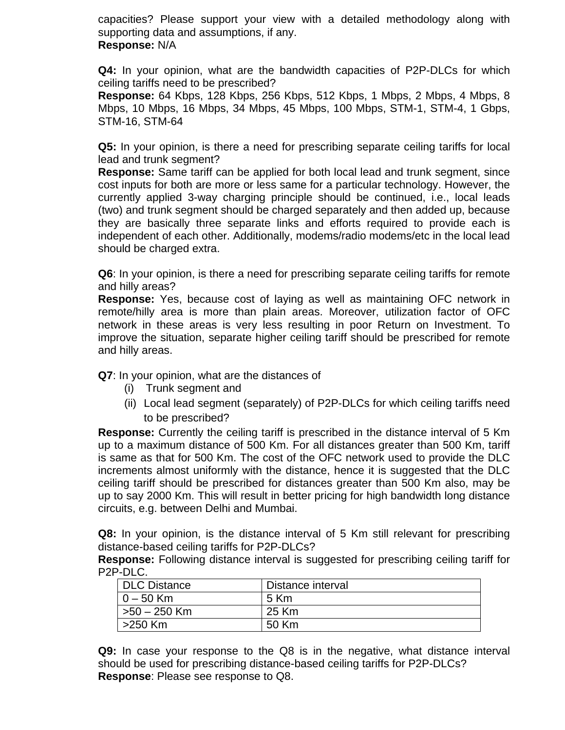capacities? Please support your view with a detailed methodology along with supporting data and assumptions, if any.
**Response:** N/A

**Q4:** In your opinion, what are the bandwidth capacities of P2P-DLCs for which ceiling tariffs need to be prescribed?
**Response:** 64 Kbps, 128 Kbps, 256 Kbps, 512 Kbps, 1 Mbps, 2 Mbps, 4 Mbps, 8 Mbps, 10 Mbps, 16 Mbps, 34 Mbps, 45 Mbps, 100 Mbps, STM-1, STM-4, 1 Gbps, STM-16, STM-64

**Q5:** In your opinion, is there a need for prescribing separate ceiling tariffs for local lead and trunk segment?
**Response:** Same tariff can be applied for both local lead and trunk segment, since cost inputs for both are more or less same for a particular technology. However, the currently applied 3-way charging principle should be continued, i.e., local leads (two) and trunk segment should be charged separately and then added up, because they are basically three separate links and efforts required to provide each is independent of each other. Additionally, modems/radio modems/etc in the local lead should be charged extra.

**Q6**: In your opinion, is there a need for prescribing separate ceiling tariffs for remote and hilly areas?
**Response:** Yes, because cost of laying as well as maintaining OFC network in remote/hilly area is more than plain areas. Moreover, utilization factor of OFC network in these areas is very less resulting in poor Return on Investment. To improve the situation, separate higher ceiling tariff should be prescribed for remote and hilly areas.

**Q7**: In your opinion, what are the distances of

(i) Trunk segment and
(ii) Local lead segment (separately) of P2P-DLCs for which ceiling tariffs need to be prescribed?

**Response:** Currently the ceiling tariff is prescribed in the distance interval of 5 Km up to a maximum distance of 500 Km. For all distances greater than 500 Km, tariff is same as that for 500 Km. The cost of the OFC network used to provide the DLC increments almost uniformly with the distance, hence it is suggested that the DLC ceiling tariff should be prescribed for distances greater than 500 Km also, may be up to say 2000 Km. This will result in better pricing for high bandwidth long distance circuits, e.g. between Delhi and Mumbai.

**Q8:** In your opinion, is the distance interval of 5 Km still relevant for prescribing distance-based ceiling tariffs for P2P-DLCs?
**Response:** Following distance interval is suggested for prescribing ceiling tariff for P2P-DLC.

| DLC Distance | Distance interval |
|---|---|
| 0 – 50 Km | 5 Km |
| >50 – 250 Km | 25 Km |
| >250 Km | 50 Km |

**Q9:** In case your response to the Q8 is in the negative, what distance interval should be used for prescribing distance-based ceiling tariffs for P2P-DLCs?
**Response**: Please see response to Q8.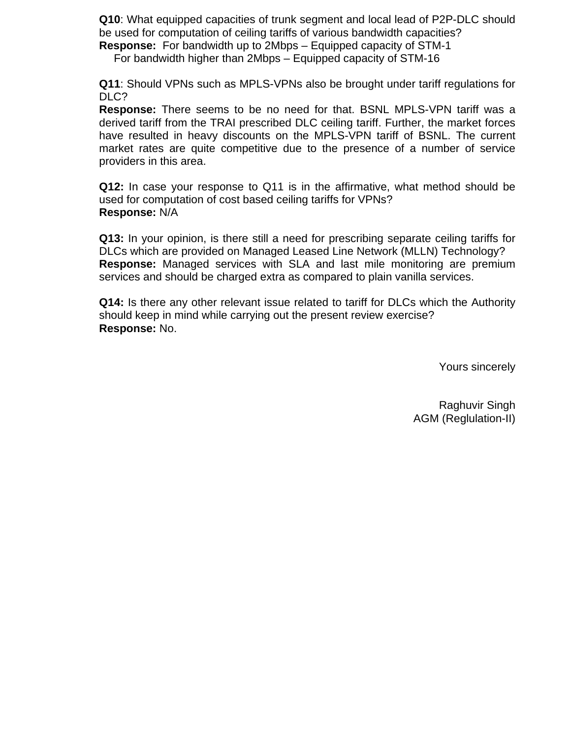**Q10**: What equipped capacities of trunk segment and local lead of P2P-DLC should be used for computation of ceiling tariffs of various bandwidth capacities?
**Response:** For bandwidth up to 2Mbps – Equipped capacity of STM-1
For bandwidth higher than 2Mbps – Equipped capacity of STM-16

**Q11**: Should VPNs such as MPLS-VPNs also be brought under tariff regulations for DLC?
**Response:** There seems to be no need for that. BSNL MPLS-VPN tariff was a derived tariff from the TRAI prescribed DLC ceiling tariff. Further, the market forces have resulted in heavy discounts on the MPLS-VPN tariff of BSNL. The current market rates are quite competitive due to the presence of a number of service providers in this area.

**Q12:** In case your response to Q11 is in the affirmative, what method should be used for computation of cost based ceiling tariffs for VPNs?
**Response:** N/A

**Q13:** In your opinion, is there still a need for prescribing separate ceiling tariffs for DLCs which are provided on Managed Leased Line Network (MLLN) Technology?
**Response:** Managed services with SLA and last mile monitoring are premium services and should be charged extra as compared to plain vanilla services.

**Q14:** Is there any other relevant issue related to tariff for DLCs which the Authority should keep in mind while carrying out the present review exercise?
**Response:** No.

Yours sincerely

Raghuvir Singh
AGM (Reglulation-II)